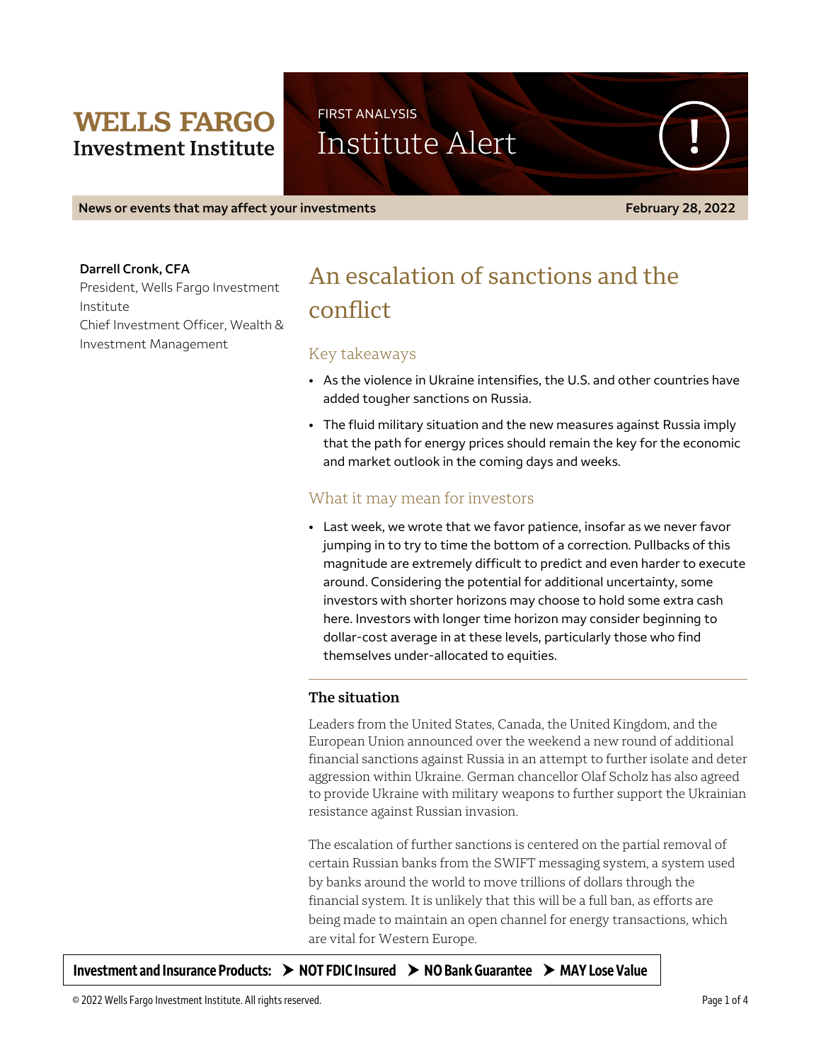**WELLS FARGO Investment Institute**

FIRST ANALYSIS

Institute Alert

**News or events that may affect your investments** — **February 28, 2022**

**Darrell Cronk, CFA**
President, Wells Fargo Investment Institute
Chief Investment Officer, Wealth & Investment Management

# An escalation of sanctions and the conflict

## Key takeaways

- As the violence in Ukraine intensifies, the U.S. and other countries have added tougher sanctions on Russia.
- The fluid military situation and the new measures against Russia imply that the path for energy prices should remain the key for the economic and market outlook in the coming days and weeks.

## What it may mean for investors

- Last week, we wrote that we favor patience, insofar as we never favor jumping in to try to time the bottom of a correction. Pullbacks of this magnitude are extremely difficult to predict and even harder to execute around. Considering the potential for additional uncertainty, some investors with shorter horizons may choose to hold some extra cash here. Investors with longer time horizon may consider beginning to dollar-cost average in at these levels, particularly those who find themselves under-allocated to equities.

---

### The situation

Leaders from the United States, Canada, the United Kingdom, and the European Union announced over the weekend a new round of additional financial sanctions against Russia in an attempt to further isolate and deter aggression within Ukraine. German chancellor Olaf Scholz has also agreed to provide Ukraine with military weapons to further support the Ukrainian resistance against Russian invasion.

The escalation of further sanctions is centered on the partial removal of certain Russian banks from the SWIFT messaging system, a system used by banks around the world to move trillions of dollars through the financial system. It is unlikely that this will be a full ban, as efforts are being made to maintain an open channel for energy transactions, which are vital for Western Europe.

**Investment and Insurance Products: ➤ NOT FDIC Insured ➤ NO Bank Guarantee ➤ MAY Lose Value**

© 2022 Wells Fargo Investment Institute. All rights reserved.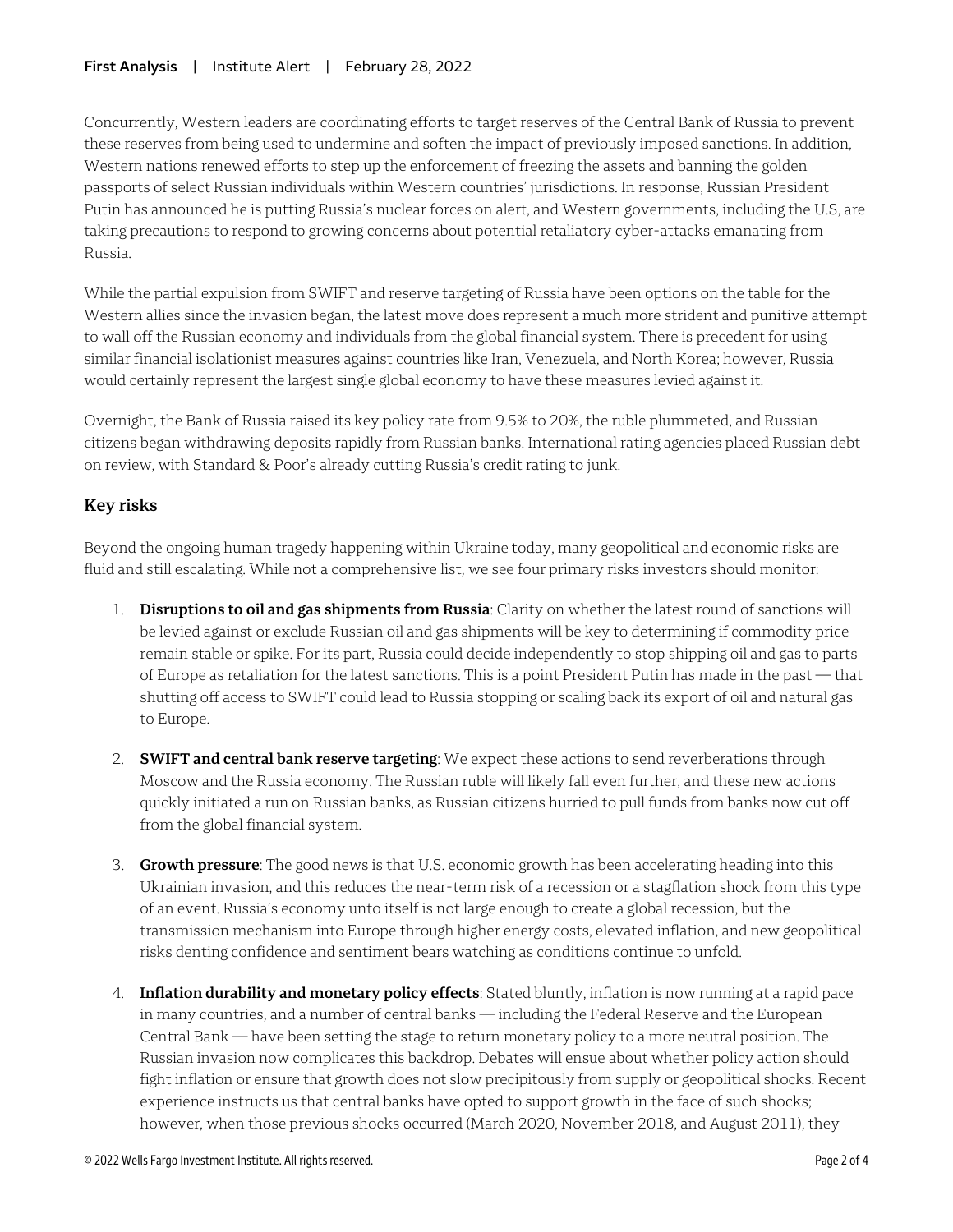Concurrently, Western leaders are coordinating efforts to target reserves of the Central Bank of Russia to prevent these reserves from being used to undermine and soften the impact of previously imposed sanctions. In addition, Western nations renewed efforts to step up the enforcement of freezing the assets and banning the golden passports of select Russian individuals within Western countries' jurisdictions. In response, Russian President Putin has announced he is putting Russia's nuclear forces on alert, and Western governments, including the U.S, are taking precautions to respond to growing concerns about potential retaliatory cyber-attacks emanating from Russia.

While the partial expulsion from SWIFT and reserve targeting of Russia have been options on the table for the Western allies since the invasion began, the latest move does represent a much more strident and punitive attempt to wall off the Russian economy and individuals from the global financial system. There is precedent for using similar financial isolationist measures against countries like Iran, Venezuela, and North Korea; however, Russia would certainly represent the largest single global economy to have these measures levied against it.

Overnight, the Bank of Russia raised its key policy rate from 9.5% to 20%, the ruble plummeted, and Russian citizens began withdrawing deposits rapidly from Russian banks. International rating agencies placed Russian debt on review, with Standard & Poor's already cutting Russia's credit rating to junk.

## Key risks

Beyond the ongoing human tragedy happening within Ukraine today, many geopolitical and economic risks are fluid and still escalating. While not a comprehensive list, we see four primary risks investors should monitor:

1. **Disruptions to oil and gas shipments from Russia**: Clarity on whether the latest round of sanctions will be levied against or exclude Russian oil and gas shipments will be key to determining if commodity price remain stable or spike. For its part, Russia could decide independently to stop shipping oil and gas to parts of Europe as retaliation for the latest sanctions. This is a point President Putin has made in the past — that shutting off access to SWIFT could lead to Russia stopping or scaling back its export of oil and natural gas to Europe.

2. **SWIFT and central bank reserve targeting**: We expect these actions to send reverberations through Moscow and the Russia economy. The Russian ruble will likely fall even further, and these new actions quickly initiated a run on Russian banks, as Russian citizens hurried to pull funds from banks now cut off from the global financial system.

3. **Growth pressure**: The good news is that U.S. economic growth has been accelerating heading into this Ukrainian invasion, and this reduces the near-term risk of a recession or a stagflation shock from this type of an event. Russia's economy unto itself is not large enough to create a global recession, but the transmission mechanism into Europe through higher energy costs, elevated inflation, and new geopolitical risks denting confidence and sentiment bears watching as conditions continue to unfold.

4. **Inflation durability and monetary policy effects**: Stated bluntly, inflation is now running at a rapid pace in many countries, and a number of central banks — including the Federal Reserve and the European Central Bank — have been setting the stage to return monetary policy to a more neutral position. The Russian invasion now complicates this backdrop. Debates will ensue about whether policy action should fight inflation or ensure that growth does not slow precipitously from supply or geopolitical shocks. Recent experience instructs us that central banks have opted to support growth in the face of such shocks; however, when those previous shocks occurred (March 2020, November 2018, and August 2011), they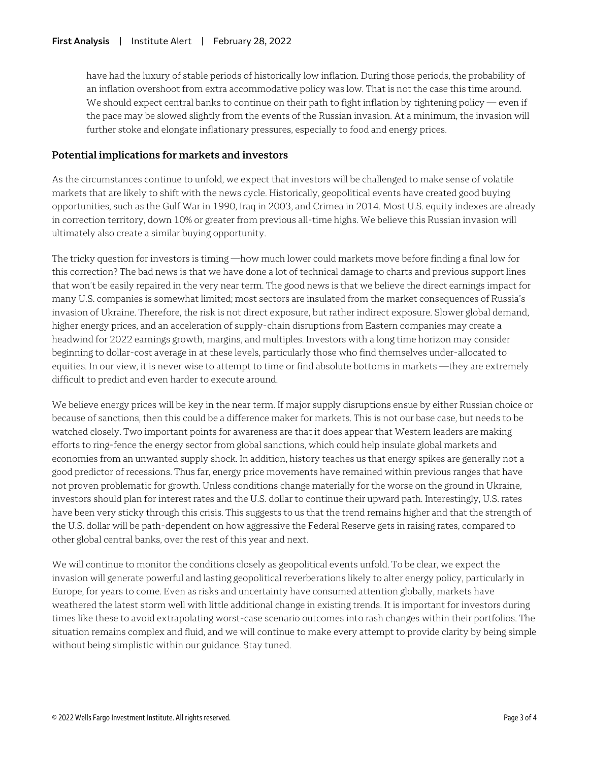have had the luxury of stable periods of historically low inflation. During those periods, the probability of an inflation overshoot from extra accommodative policy was low. That is not the case this time around. We should expect central banks to continue on their path to fight inflation by tightening policy — even if the pace may be slowed slightly from the events of the Russian invasion. At a minimum, the invasion will further stoke and elongate inflationary pressures, especially to food and energy prices.

## Potential implications for markets and investors

As the circumstances continue to unfold, we expect that investors will be challenged to make sense of volatile markets that are likely to shift with the news cycle. Historically, geopolitical events have created good buying opportunities, such as the Gulf War in 1990, Iraq in 2003, and Crimea in 2014. Most U.S. equity indexes are already in correction territory, down 10% or greater from previous all-time highs. We believe this Russian invasion will ultimately also create a similar buying opportunity.

The tricky question for investors is timing —how much lower could markets move before finding a final low for this correction? The bad news is that we have done a lot of technical damage to charts and previous support lines that won't be easily repaired in the very near term. The good news is that we believe the direct earnings impact for many U.S. companies is somewhat limited; most sectors are insulated from the market consequences of Russia's invasion of Ukraine. Therefore, the risk is not direct exposure, but rather indirect exposure. Slower global demand, higher energy prices, and an acceleration of supply-chain disruptions from Eastern companies may create a headwind for 2022 earnings growth, margins, and multiples. Investors with a long time horizon may consider beginning to dollar-cost average in at these levels, particularly those who find themselves under-allocated to equities. In our view, it is never wise to attempt to time or find absolute bottoms in markets —they are extremely difficult to predict and even harder to execute around.

We believe energy prices will be key in the near term. If major supply disruptions ensue by either Russian choice or because of sanctions, then this could be a difference maker for markets. This is not our base case, but needs to be watched closely. Two important points for awareness are that it does appear that Western leaders are making efforts to ring-fence the energy sector from global sanctions, which could help insulate global markets and economies from an unwanted supply shock. In addition, history teaches us that energy spikes are generally not a good predictor of recessions. Thus far, energy price movements have remained within previous ranges that have not proven problematic for growth. Unless conditions change materially for the worse on the ground in Ukraine, investors should plan for interest rates and the U.S. dollar to continue their upward path. Interestingly, U.S. rates have been very sticky through this crisis. This suggests to us that the trend remains higher and that the strength of the U.S. dollar will be path-dependent on how aggressive the Federal Reserve gets in raising rates, compared to other global central banks, over the rest of this year and next.

We will continue to monitor the conditions closely as geopolitical events unfold. To be clear, we expect the invasion will generate powerful and lasting geopolitical reverberations likely to alter energy policy, particularly in Europe, for years to come. Even as risks and uncertainty have consumed attention globally, markets have weathered the latest storm well with little additional change in existing trends. It is important for investors during times like these to avoid extrapolating worst-case scenario outcomes into rash changes within their portfolios. The situation remains complex and fluid, and we will continue to make every attempt to provide clarity by being simple without being simplistic within our guidance. Stay tuned.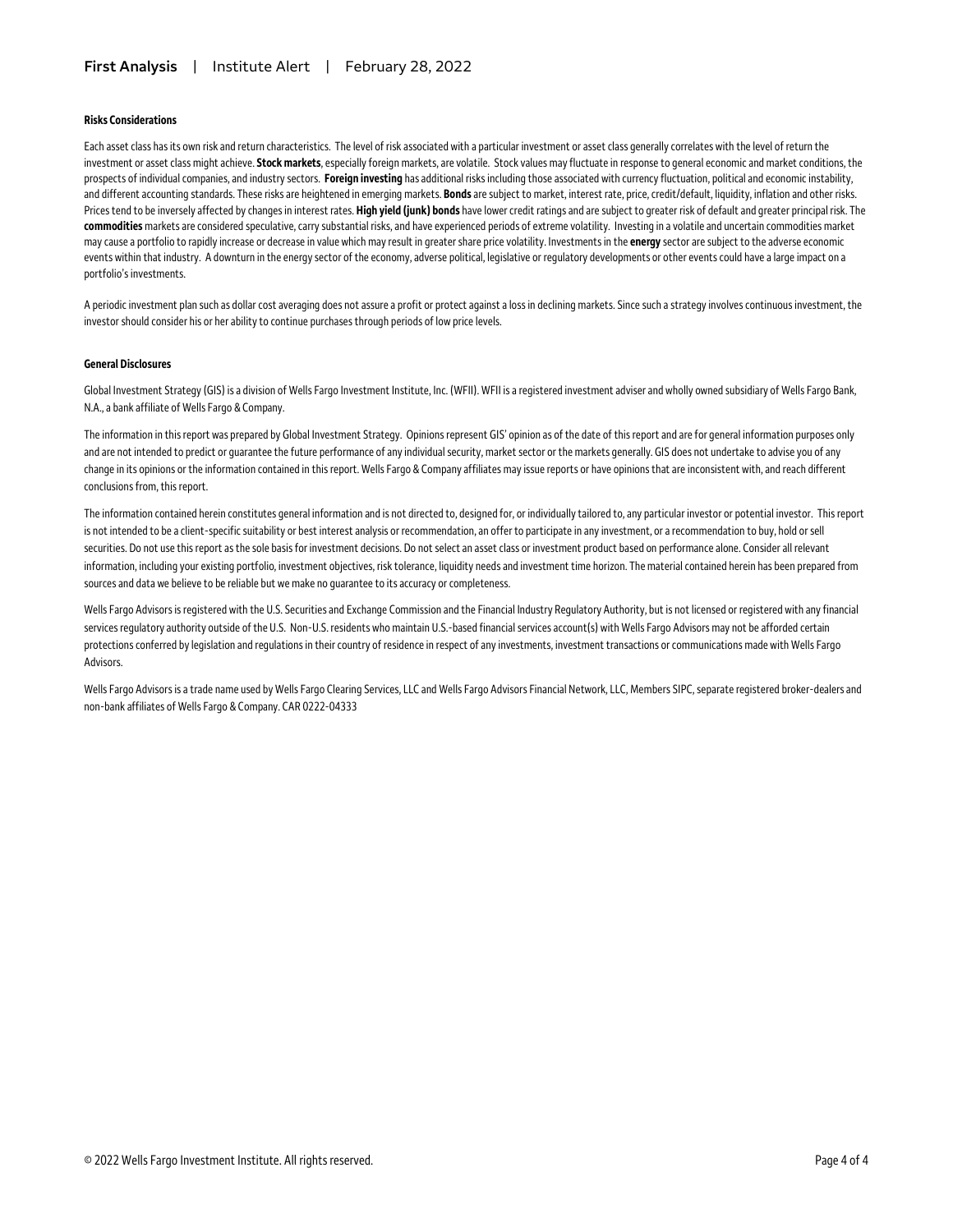**Risks Considerations**

Each asset class has its own risk and return characteristics. The level of risk associated with a particular investment or asset class generally correlates with the level of return the investment or asset class might achieve. **Stock markets**, especially foreign markets, are volatile. Stock values may fluctuate in response to general economic and market conditions, the prospects of individual companies, and industry sectors. **Foreign investing** has additional risks including those associated with currency fluctuation, political and economic instability, and different accounting standards. These risks are heightened in emerging markets. **Bonds** are subject to market, interest rate, price, credit/default, liquidity, inflation and other risks. Prices tend to be inversely affected by changes in interest rates. **High yield (junk) bonds** have lower credit ratings and are subject to greater risk of default and greater principal risk. The **commodities** markets are considered speculative, carry substantial risks, and have experienced periods of extreme volatility. Investing in a volatile and uncertain commodities market may cause a portfolio to rapidly increase or decrease in value which may result in greater share price volatility. Investments in the **energy** sector are subject to the adverse economic events within that industry. A downturn in the energy sector of the economy, adverse political, legislative or regulatory developments or other events could have a large impact on a portfolio's investments.

A periodic investment plan such as dollar cost averaging does not assure a profit or protect against a loss in declining markets. Since such a strategy involves continuous investment, the investor should consider his or her ability to continue purchases through periods of low price levels.

**General Disclosures**

Global Investment Strategy (GIS) is a division of Wells Fargo Investment Institute, Inc. (WFII). WFII is a registered investment adviser and wholly owned subsidiary of Wells Fargo Bank, N.A., a bank affiliate of Wells Fargo & Company.

The information in this report was prepared by Global Investment Strategy. Opinions represent GIS' opinion as of the date of this report and are for general information purposes only and are not intended to predict or guarantee the future performance of any individual security, market sector or the markets generally. GIS does not undertake to advise you of any change in its opinions or the information contained in this report. Wells Fargo & Company affiliates may issue reports or have opinions that are inconsistent with, and reach different conclusions from, this report.

The information contained herein constitutes general information and is not directed to, designed for, or individually tailored to, any particular investor or potential investor. This report is not intended to be a client-specific suitability or best interest analysis or recommendation, an offer to participate in any investment, or a recommendation to buy, hold or sell securities. Do not use this report as the sole basis for investment decisions. Do not select an asset class or investment product based on performance alone. Consider all relevant information, including your existing portfolio, investment objectives, risk tolerance, liquidity needs and investment time horizon. The material contained herein has been prepared from sources and data we believe to be reliable but we make no guarantee to its accuracy or completeness.

Wells Fargo Advisors is registered with the U.S. Securities and Exchange Commission and the Financial Industry Regulatory Authority, but is not licensed or registered with any financial services regulatory authority outside of the U.S. Non-U.S. residents who maintain U.S.-based financial services account(s) with Wells Fargo Advisors may not be afforded certain protections conferred by legislation and regulations in their country of residence in respect of any investments, investment transactions or communications made with Wells Fargo Advisors.

Wells Fargo Advisors is a trade name used by Wells Fargo Clearing Services, LLC and Wells Fargo Advisors Financial Network, LLC, Members SIPC, separate registered broker-dealers and non-bank affiliates of Wells Fargo & Company. CAR 0222-04333

© 2022 Wells Fargo Investment Institute. All rights reserved.